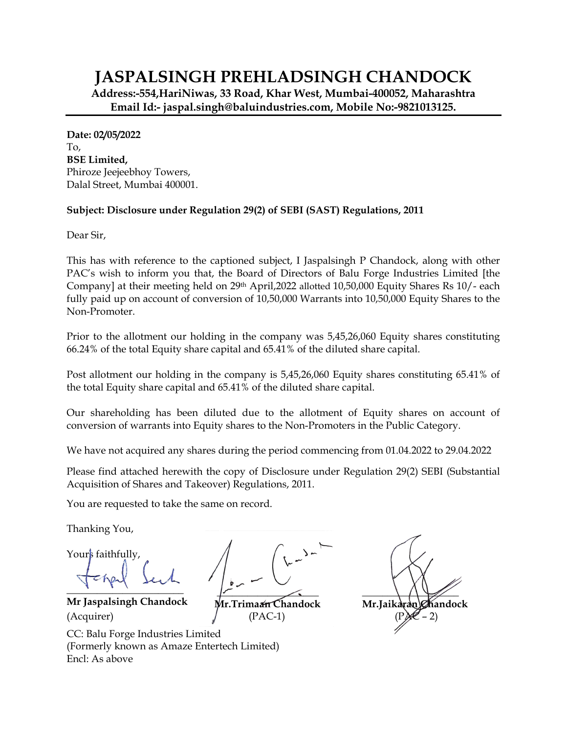# JASPALSINGH PREHLADSINGH CHANDOCK

**Address:-554,HariNiwas, 33 Road, Khar West, Mumbai-400052, Maharashtra**
**Email Id:- jaspal.singh@baluindustries.com, Mobile No:-9821013125.**

**Date: 02/05/2022**
To,
**BSE Limited,**
Phiroze Jeejeebhoy Towers,
Dalal Street, Mumbai 400001.

**Subject: Disclosure under Regulation 29(2) of SEBI (SAST) Regulations, 2011**

Dear Sir,

This has with reference to the captioned subject, I Jaspalsingh P Chandock, along with other PAC's wish to inform you that, the Board of Directors of Balu Forge Industries Limited [the Company] at their meeting held on 29th April,2022 allotted 10,50,000 Equity Shares Rs 10/- each fully paid up on account of conversion of 10,50,000 Warrants into 10,50,000 Equity Shares to the Non-Promoter.

Prior to the allotment our holding in the company was 5,45,26,060 Equity shares constituting 66.24% of the total Equity share capital and 65.41% of the diluted share capital.

Post allotment our holding in the company is 5,45,26,060 Equity shares constituting 65.41% of the total Equity share capital and 65.41% of the diluted share capital.

Our shareholding has been diluted due to the allotment of Equity shares on account of conversion of warrants into Equity shares to the Non-Promoters in the Public Category.

We have not acquired any shares during the period commencing from 01.04.2022 to 29.04.2022

Please find attached herewith the copy of Disclosure under Regulation 29(2) SEBI (Substantial Acquisition of Shares and Takeover) Regulations, 2011.

You are requested to take the same on record.

Thanking You,

Yours faithfully,

| **Mr Jaspalsingh Chandock** | **Mr.Trimaan Chandock** | **Mr.Jaikaran Chandock** |
|---|---|---|
| (Acquirer) | (PAC-1) | (PAC – 2) |

CC: Balu Forge Industries Limited
(Formerly known as Amaze Entertech Limited)
Encl: As above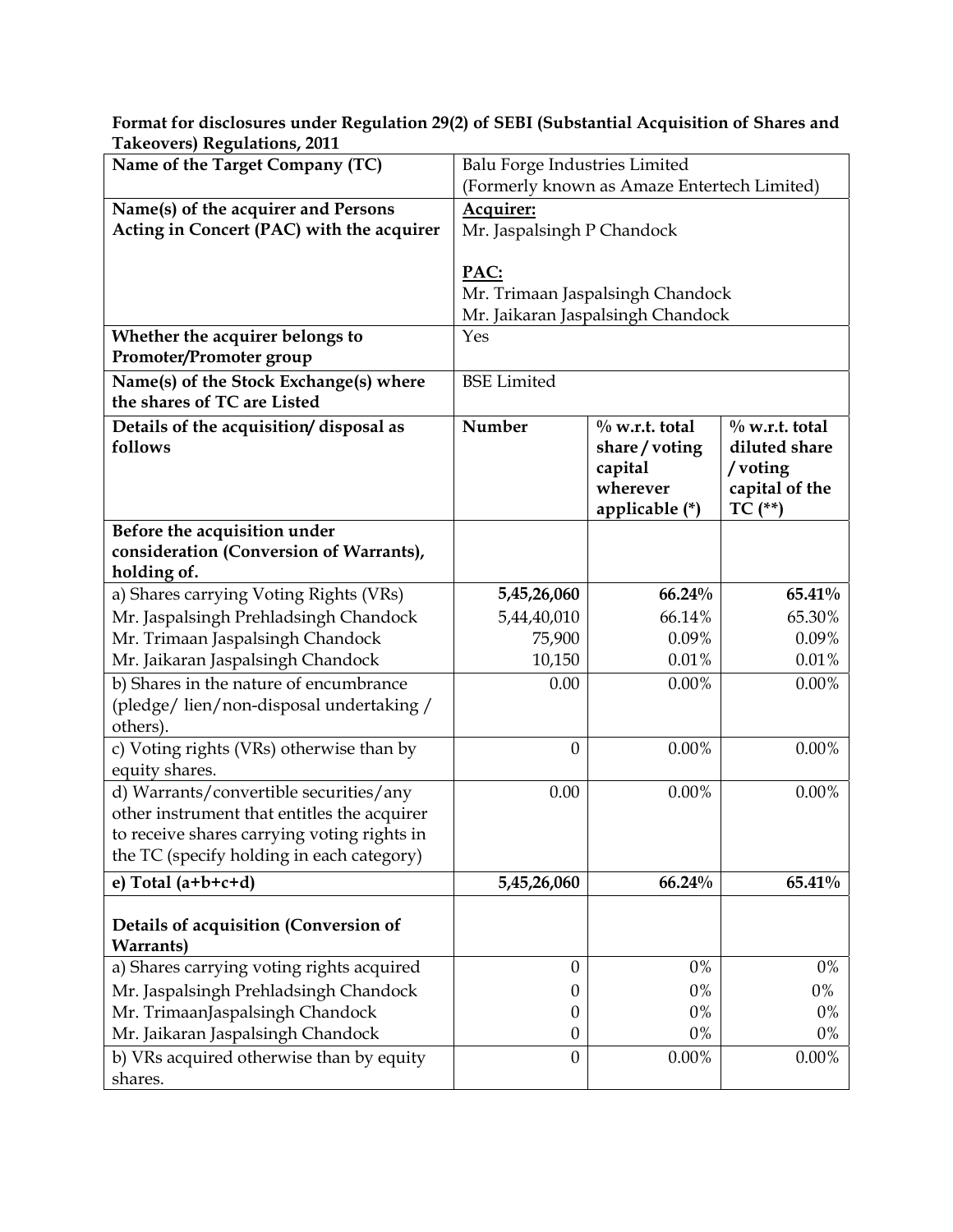**Format for disclosures under Regulation 29(2) of SEBI (Substantial Acquisition of Shares and Takeovers) Regulations, 2011**

| **Name of the Target Company (TC)** | Balu Forge Industries Limited (Formerly known as Amaze Entertech Limited) | | |
|---|---|---|---|
| **Name(s) of the acquirer and Persons Acting in Concert (PAC) with the acquirer** | **Acquirer:** Mr. Jaspalsingh P Chandock<br><br>**PAC:**<br>Mr. Trimaan Jaspalsingh Chandock<br>Mr. Jaikaran Jaspalsingh Chandock | | |
| **Whether the acquirer belongs to Promoter/Promoter group** | Yes | | |
| **Name(s) of the Stock Exchange(s) where the shares of TC are Listed** | BSE Limited | | |
| **Details of the acquisition/ disposal as follows** | **Number** | **% w.r.t. total share / voting capital wherever applicable (*)** | **% w.r.t. total diluted share / voting capital of the TC (**)** |
| **Before the acquisition under consideration (Conversion of Warrants), holding of.** | | | |
| a) Shares carrying Voting Rights (VRs) | **5,45,26,060** | **66.24%** | **65.41%** |
| Mr. Jaspalsingh Prehladsingh Chandock | 5,44,40,010 | 66.14% | 65.30% |
| Mr. Trimaan Jaspalsingh Chandock | 75,900 | 0.09% | 0.09% |
| Mr. Jaikaran Jaspalsingh Chandock | 10,150 | 0.01% | 0.01% |
| b) Shares in the nature of encumbrance (pledge/ lien/non-disposal undertaking / others). | 0.00 | 0.00% | 0.00% |
| c) Voting rights (VRs) otherwise than by equity shares. | 0 | 0.00% | 0.00% |
| d) Warrants/convertible securities/any other instrument that entitles the acquirer to receive shares carrying voting rights in the TC (specify holding in each category) | 0.00 | 0.00% | 0.00% |
| **e) Total (a+b+c+d)** | **5,45,26,060** | **66.24%** | **65.41%** |
| **Details of acquisition (Conversion of Warrants)** | | | |
| a) Shares carrying voting rights acquired | 0 | 0% | 0% |
| Mr. Jaspalsingh Prehladsingh Chandock | 0 | 0% | 0% |
| Mr. TrimaanJaspalsingh Chandock | 0 | 0% | 0% |
| Mr. Jaikaran Jaspalsingh Chandock | 0 | 0% | 0% |
| b) VRs acquired otherwise than by equity shares. | 0 | 0.00% | 0.00% |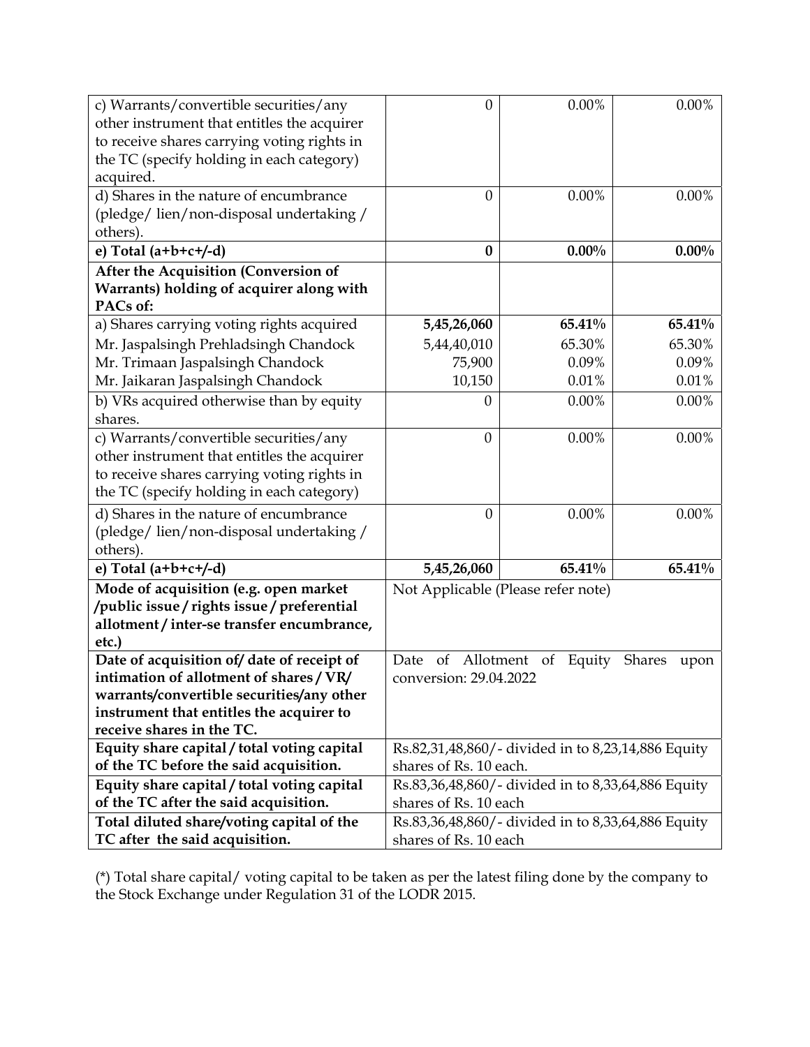| | | | |
|---|---|---|---|
| c) Warrants/convertible securities/any other instrument that entitles the acquirer to receive shares carrying voting rights in the TC (specify holding in each category) acquired. | 0 | 0.00% | 0.00% |
| d) Shares in the nature of encumbrance (pledge/ lien/non-disposal undertaking / others). | 0 | 0.00% | 0.00% |
| **e) Total (a+b+c+/-d)** | **0** | **0.00%** | **0.00%** |
| **After the Acquisition (Conversion of Warrants) holding of acquirer along with PACs of:** | | | |
| a) Shares carrying voting rights acquired | **5,45,26,060** | **65.41%** | **65.41%** |
| Mr. Jaspalsingh Prehladsingh Chandock | 5,44,40,010 | 65.30% | 65.30% |
| Mr. Trimaan Jaspalsingh Chandock | 75,900 | 0.09% | 0.09% |
| Mr. Jaikaran Jaspalsingh Chandock | 10,150 | 0.01% | 0.01% |
| b) VRs acquired otherwise than by equity shares. | 0 | 0.00% | 0.00% |
| c) Warrants/convertible securities/any other instrument that entitles the acquirer to receive shares carrying voting rights in the TC (specify holding in each category) | 0 | 0.00% | 0.00% |
| d) Shares in the nature of encumbrance (pledge/ lien/non-disposal undertaking / others). | 0 | 0.00% | 0.00% |
| **e) Total (a+b+c+/-d)** | **5,45,26,060** | **65.41%** | **65.41%** |
| **Mode of acquisition (e.g. open market /public issue / rights issue / preferential allotment / inter-se transfer encumbrance, etc.)** | Not Applicable (Please refer note) | | |
| **Date of acquisition of/ date of receipt of intimation of allotment of shares / VR/ warrants/convertible securities/any other instrument that entitles the acquirer to receive shares in the TC.** | Date of Allotment of Equity Shares upon conversion: 29.04.2022 | | |
| **Equity share capital / total voting capital of the TC before the said acquisition.** | Rs.82,31,48,860/- divided in to 8,23,14,886 Equity shares of Rs. 10 each. | | |
| **Equity share capital / total voting capital of the TC after the said acquisition.** | Rs.83,36,48,860/- divided in to 8,33,64,886 Equity shares of Rs. 10 each | | |
| **Total diluted share/voting capital of the TC after the said acquisition.** | Rs.83,36,48,860/- divided in to 8,33,64,886 Equity shares of Rs. 10 each | | |

(*) Total share capital/ voting capital to be taken as per the latest filing done by the company to the Stock Exchange under Regulation 31 of the LODR 2015.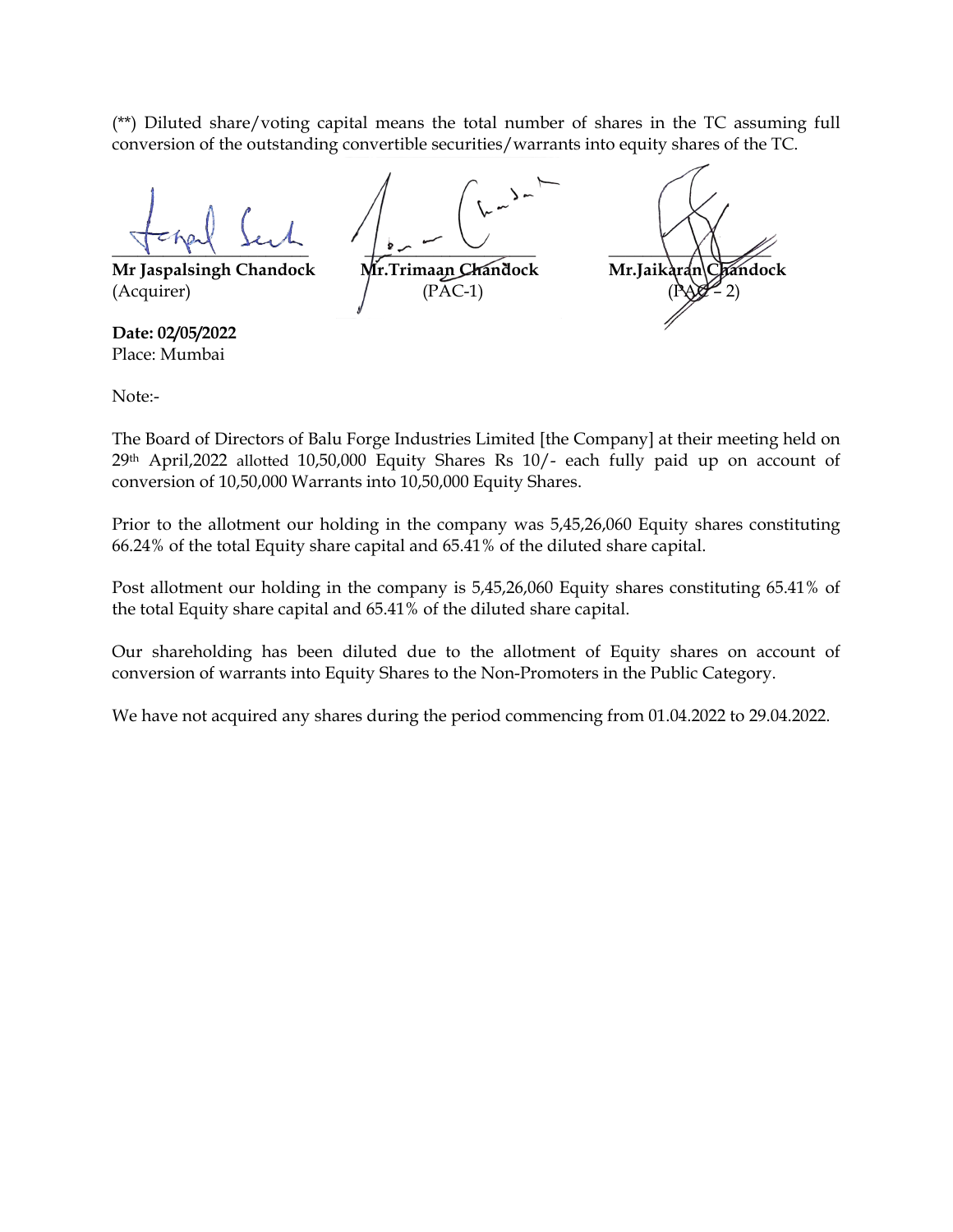(**) Diluted share/voting capital means the total number of shares in the TC assuming full conversion of the outstanding convertible securities/warrants into equity shares of the TC.

| | | |
|---|---|---|
| **Mr Jaspalsingh Chandock** | **Mr.Trimaan Chandock** | **Mr.Jaikaran Chandock** |
| (Acquirer) | (PAC-1) | (PAC – 2) |

**Date: 02/05/2022**
Place: Mumbai

Note:-

The Board of Directors of Balu Forge Industries Limited [the Company] at their meeting held on 29th April,2022 allotted 10,50,000 Equity Shares Rs 10/- each fully paid up on account of conversion of 10,50,000 Warrants into 10,50,000 Equity Shares.

Prior to the allotment our holding in the company was 5,45,26,060 Equity shares constituting 66.24% of the total Equity share capital and 65.41% of the diluted share capital.

Post allotment our holding in the company is 5,45,26,060 Equity shares constituting 65.41% of the total Equity share capital and 65.41% of the diluted share capital.

Our shareholding has been diluted due to the allotment of Equity shares on account of conversion of warrants into Equity Shares to the Non-Promoters in the Public Category.

We have not acquired any shares during the period commencing from 01.04.2022 to 29.04.2022.